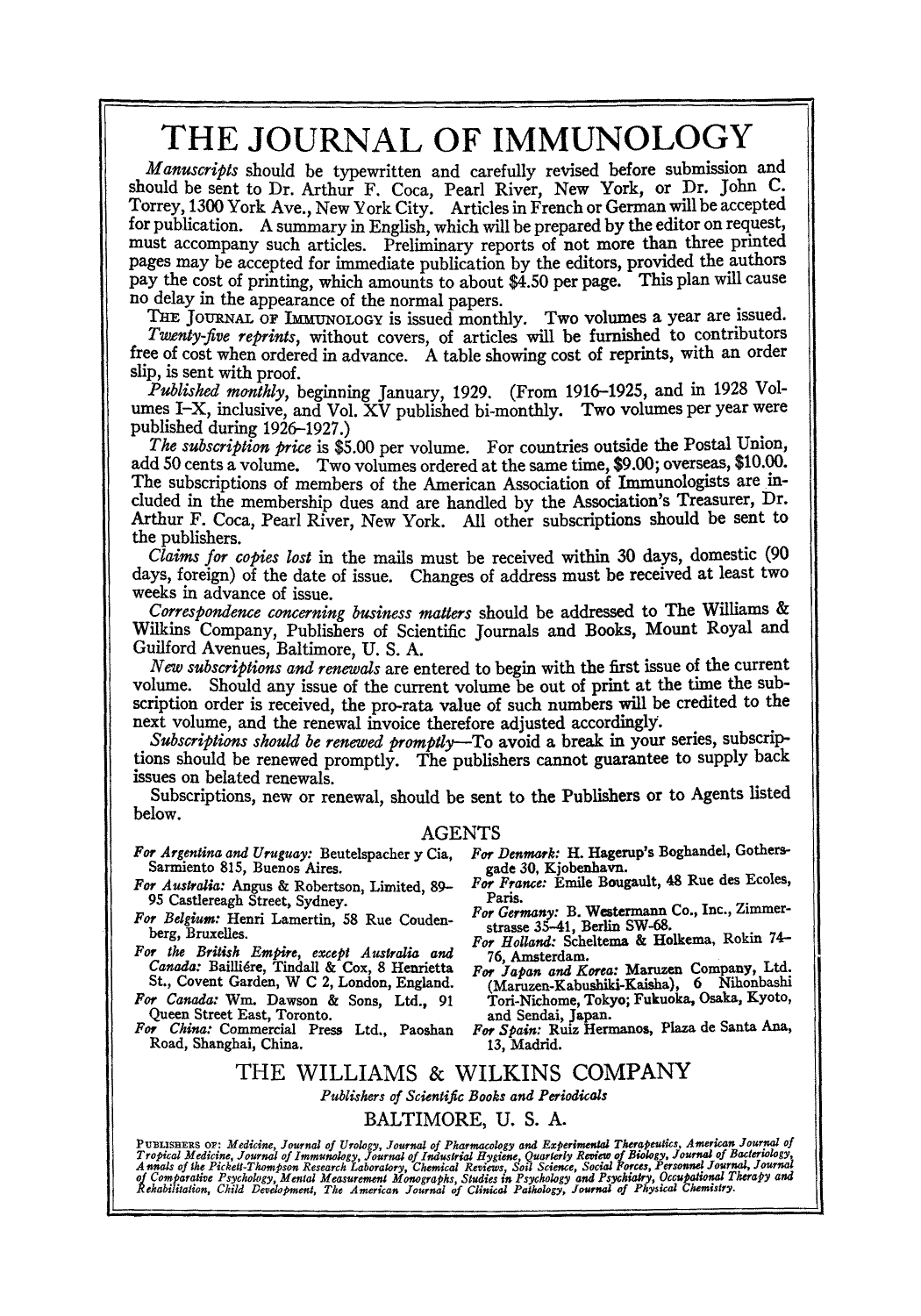# THE JOURNAL OF IMMUNOLOGY

*Manuscripts* should be typewritten and carefully revised before submission and should be sent to Dr. Arthur F. Coca, Pearl River, New York, or Dr. John C. Torrey, 1300 York Ave., New York City. Articles in French or German will be accepted for publication. A summary in English, which will be prepared by the editor on request, must accompany such articles. Preliminary reports of not more than three printed pages may be accepted for immediate publication by the editors, provided the authors pay the cost of printing, which amounts to about $4.50 per page. This plan will cause no delay in the appearance of the normal papers.

THE JOURNAL OF IMMUNOLOGY is issued monthly. Two volumes a year are issued.

*Twenty-five reprints*, without covers, of articles will be furnished to contributors free of cost when ordered in advance. A table showing cost of reprints, with an order slip, is sent with proof.

*Published monthly*, beginning January, 1929. (From 1916–1925, and in 1928 Volumes I–X, inclusive, and Vol. XV published bi-monthly. Two volumes per year were published during 1926–1927.)

*The subscription price* is $5.00 per volume. For countries outside the Postal Union, add 50 cents a volume. Two volumes ordered at the same time, $9.00; overseas, $10.00. The subscriptions of members of the American Association of Immunologists are included in the membership dues and are handled by the Association's Treasurer, Dr. Arthur F. Coca, Pearl River, New York. All other subscriptions should be sent to the publishers.

*Claims for copies lost* in the mails must be received within 30 days, domestic (90 days, foreign) of the date of issue. Changes of address must be received at least two weeks in advance of issue.

*Correspondence concerning business matters* should be addressed to The Williams & Wilkins Company, Publishers of Scientific Journals and Books, Mount Royal and Guilford Avenues, Baltimore, U. S. A.

*New subscriptions and renewals* are entered to begin with the first issue of the current volume. Should any issue of the current volume be out of print at the time the subscription order is received, the pro-rata value of such numbers will be credited to the next volume, and the renewal invoice therefore adjusted accordingly.

*Subscriptions should be renewed promptly*—To avoid a break in your series, subscriptions should be renewed promptly. The publishers cannot guarantee to supply back issues on belated renewals.

Subscriptions, new or renewal, should be sent to the Publishers or to Agents listed below.

## AGENTS

*For Argentina and Uruguay:* Beutelspacher y Cia, Sarmiento 815, Buenos Aires.

*For Australia:* Angus & Robertson, Limited, 89–95 Castlereagh Street, Sydney.

*For Belgium:* Henri Lamertin, 58 Rue Coudenberg, Bruxelles.

*For the British Empire, except Australia and Canada:* Baillière, Tindall & Cox, 8 Henrietta St., Covent Garden, W C 2, London, England.

*For Canada:* Wm. Dawson & Sons, Ltd., 91 Queen Street East, Toronto.

*For China:* Commercial Press Ltd., Paoshan Road, Shanghai, China.

*For Denmark:* H. Hagerup's Boghandel, Gothersgade 30, Kjobenhavn.

*For France:* Emile Bougault, 48 Rue des Ecoles, Paris.

*For Germany:* B. Westermann Co., Inc., Zimmerstrasse 35–41, Berlin SW-68.

*For Holland:* Scheltema & Holkema, Rokin 74–76, Amsterdam.

*For Japan and Korea:* Maruzen Company, Ltd. (Maruzen-Kabushiki-Kaisha), 6 Nihonbashi Tori-Nichome, Tokyo; Fukuoka, Osaka, Kyoto, and Sendai, Japan.

*For Spain:* Ruiz Hermanos, Plaza de Santa Ana, 13, Madrid.

## THE WILLIAMS & WILKINS COMPANY

*Publishers of Scientific Books and Periodicals*

BALTIMORE, U. S. A.

PUBLISHERS OF: *Medicine, Journal of Urology, Journal of Pharmacology and Experimental Therapeutics, American Journal of Tropical Medicine, Journal of Immunology, Journal of Industrial Hygiene, Quarterly Review of Biology, Journal of Bacteriology, Annals of the Pickett-Thompson Research Laboratory, Chemical Reviews, Soil Science, Social Forces, Personnel Journal, Journal of Comparative Psychology, Mental Measurement Monographs, Studies in Psychology and Psychiatry, Occupational Therapy and Rehabilitation, Child Development, The American Journal of Clinical Pathology, Journal of Physical Chemistry.*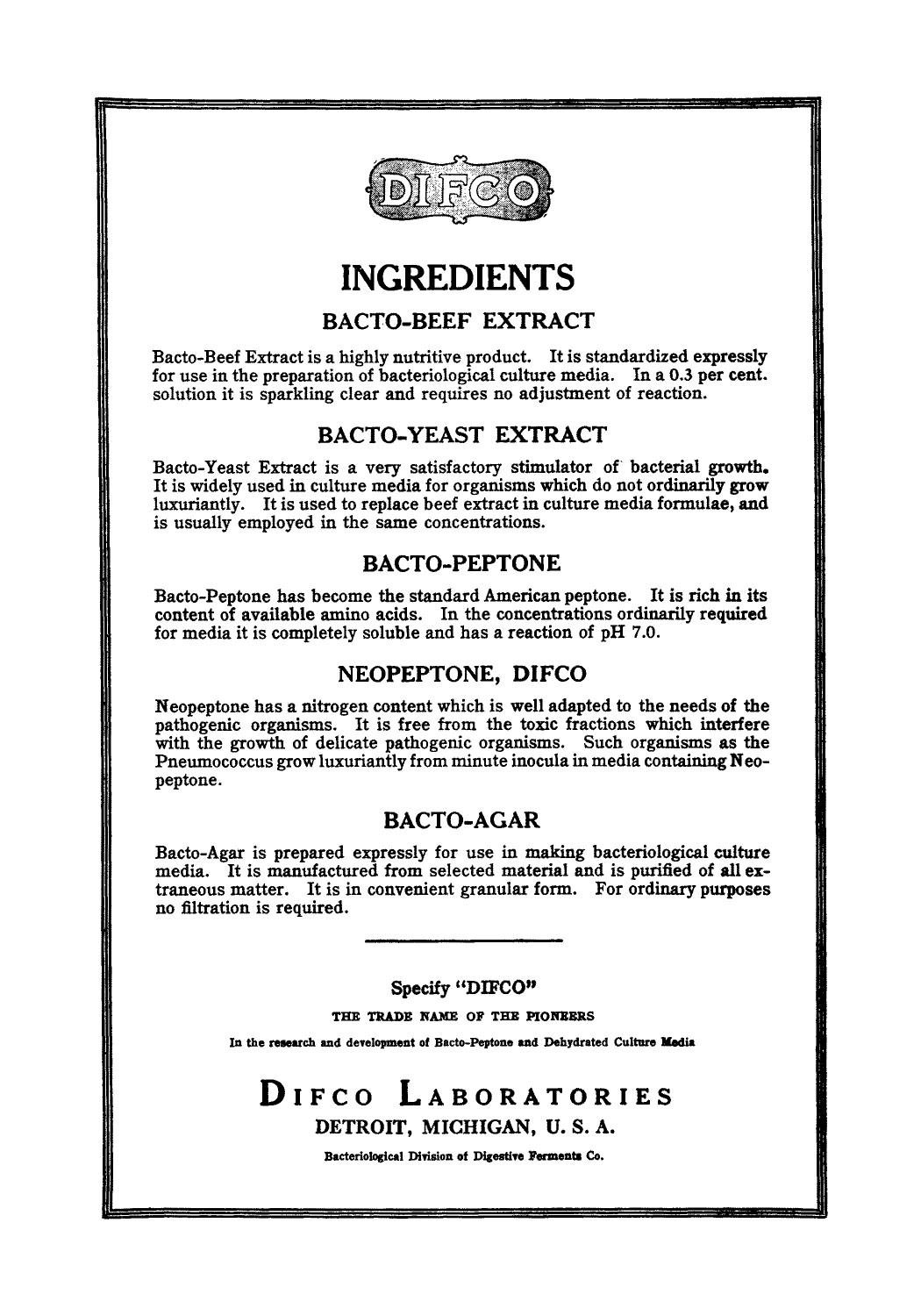DIFCO

# INGREDIENTS

## BACTO-BEEF EXTRACT

Bacto-Beef Extract is a highly nutritive product. It is standardized expressly for use in the preparation of bacteriological culture media. In a 0.3 per cent. solution it is sparkling clear and requires no adjustment of reaction.

## BACTO-YEAST EXTRACT

Bacto-Yeast Extract is a very satisfactory stimulator of bacterial growth. It is widely used in culture media for organisms which do not ordinarily grow luxuriantly. It is used to replace beef extract in culture media formulae, and is usually employed in the same concentrations.

## BACTO-PEPTONE

Bacto-Peptone has become the standard American peptone. It is rich in its content of available amino acids. In the concentrations ordinarily required for media it is completely soluble and has a reaction of pH 7.0.

## NEOPEPTONE, DIFCO

Neopeptone has a nitrogen content which is well adapted to the needs of the pathogenic organisms. It is free from the toxic fractions which interfere with the growth of delicate pathogenic organisms. Such organisms as the Pneumococcus grow luxuriantly from minute inocula in media containing Neopeptone.

## BACTO-AGAR

Bacto-Agar is prepared expressly for use in making bacteriological culture media. It is manufactured from selected material and is purified of all extraneous matter. It is in convenient granular form. For ordinary purposes no filtration is required.

---

Specify "DIFCO"

THE TRADE NAME OF THE PIONEERS

In the research and development of Bacto-Peptone and Dehydrated Culture Media

## DIFCO LABORATORIES

DETROIT, MICHIGAN, U. S. A.

Bacteriological Division of Digestive Ferments Co.